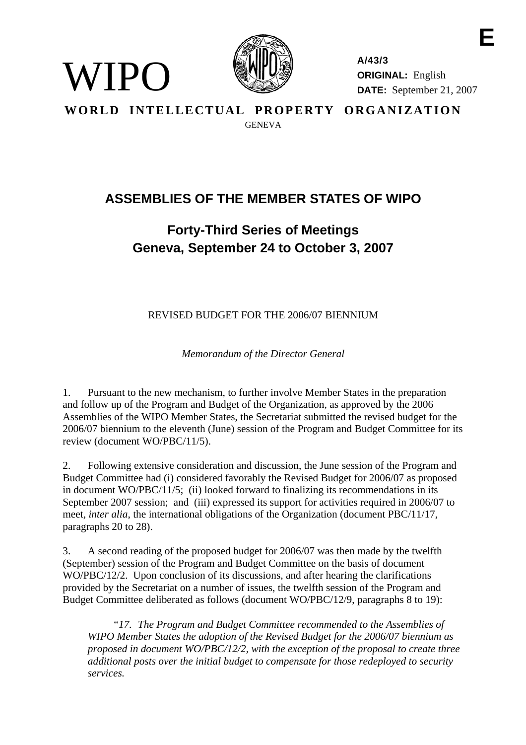E

WIPO

A/43/3
ORIGINAL: English
DATE: September 21, 2007

**WORLD INTELLECTUAL PROPERTY ORGANIZATION**
GENEVA

# ASSEMBLIES OF THE MEMBER STATES OF WIPO

## Forty-Third Series of Meetings
## Geneva, September 24 to October 3, 2007

REVISED BUDGET FOR THE 2006/07 BIENNIUM

*Memorandum of the Director General*

1. Pursuant to the new mechanism, to further involve Member States in the preparation and follow up of the Program and Budget of the Organization, as approved by the 2006 Assemblies of the WIPO Member States, the Secretariat submitted the revised budget for the 2006/07 biennium to the eleventh (June) session of the Program and Budget Committee for its review (document WO/PBC/11/5).

2. Following extensive consideration and discussion, the June session of the Program and Budget Committee had (i) considered favorably the Revised Budget for 2006/07 as proposed in document WO/PBC/11/5; (ii) looked forward to finalizing its recommendations in its September 2007 session; and (iii) expressed its support for activities required in 2006/07 to meet, *inter alia*, the international obligations of the Organization (document PBC/11/17, paragraphs 20 to 28).

3. A second reading of the proposed budget for 2006/07 was then made by the twelfth (September) session of the Program and Budget Committee on the basis of document WO/PBC/12/2. Upon conclusion of its discussions, and after hearing the clarifications provided by the Secretariat on a number of issues, the twelfth session of the Program and Budget Committee deliberated as follows (document WO/PBC/12/9, paragraphs 8 to 19):

> *"17. The Program and Budget Committee recommended to the Assemblies of WIPO Member States the adoption of the Revised Budget for the 2006/07 biennium as proposed in document WO/PBC/12/2, with the exception of the proposal to create three additional posts over the initial budget to compensate for those redeployed to security services.*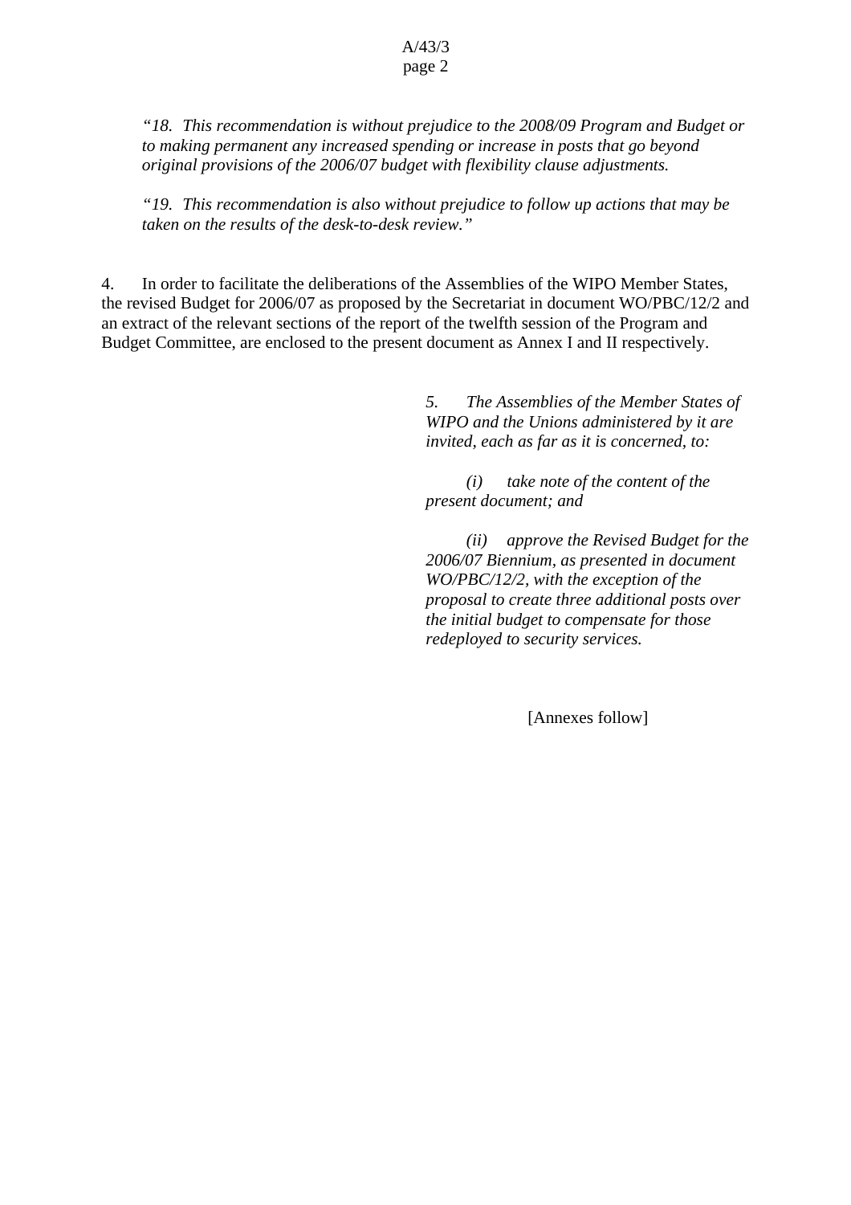*“18. This recommendation is without prejudice to the 2008/09 Program and Budget or to making permanent any increased spending or increase in posts that go beyond original provisions of the 2006/07 budget with flexibility clause adjustments.*

*“19. This recommendation is also without prejudice to follow up actions that may be taken on the results of the desk-to-desk review.”*

4. In order to facilitate the deliberations of the Assemblies of the WIPO Member States, the revised Budget for 2006/07 as proposed by the Secretariat in document WO/PBC/12/2 and an extract of the relevant sections of the report of the twelfth session of the Program and Budget Committee, are enclosed to the present document as Annex I and II respectively.

*5. The Assemblies of the Member States of WIPO and the Unions administered by it are invited, each as far as it is concerned, to:*

*(i) take note of the content of the present document; and*

*(ii) approve the Revised Budget for the 2006/07 Biennium, as presented in document WO/PBC/12/2, with the exception of the proposal to create three additional posts over the initial budget to compensate for those redeployed to security services.*

[Annexes follow]